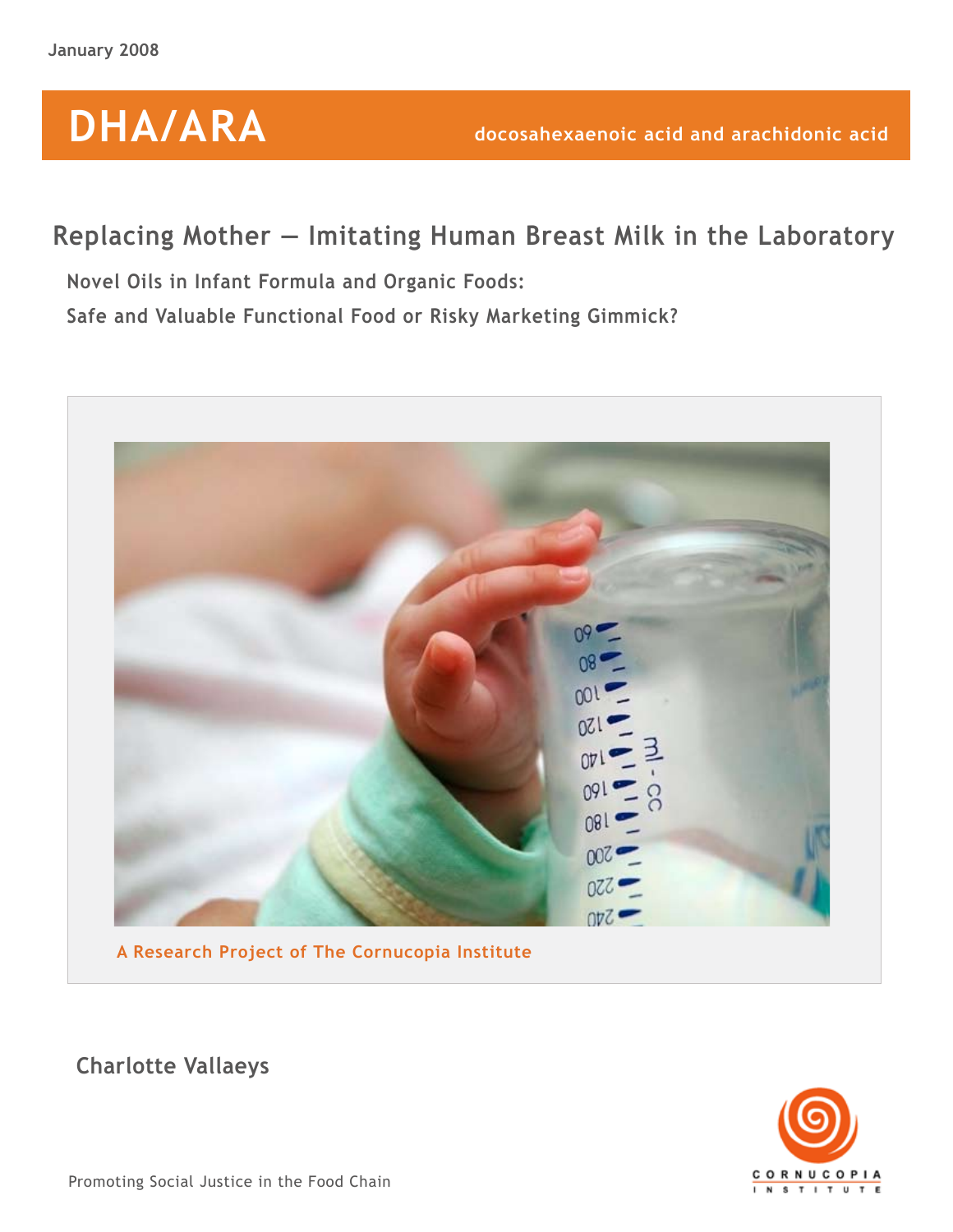January 2008

# DHA/ARA

docosahexaenoic acid and arachidonic acid

## Replacing Mother — Imitating Human Breast Milk in the Laboratory

### Novel Oils in Infant Formula and Organic Foods:

### Safe and Valuable Functional Food or Risky Marketing Gimmick?

A Research Project of The Cornucopia Institute

**Charlotte Vallaeys**

Promoting Social Justice in the Food Chain

CORNUCOPIA INSTITUTE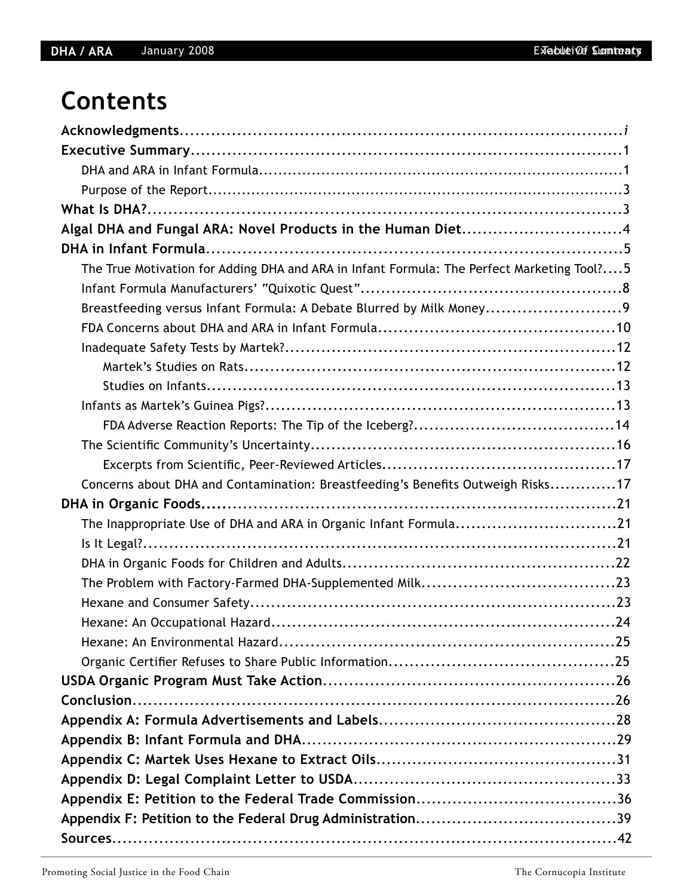# Contents

**Acknowledgments** ........ *i*

**Executive Summary** ........ 1

- DHA and ARA in Infant Formula ........ 1
- Purpose of the Report ........ 3

**What Is DHA?** ........ 3

**Algal DHA and Fungal ARA: Novel Products in the Human Diet** ........ 4

**DHA in Infant Formula** ........ 5

- The True Motivation for Adding DHA and ARA in Infant Formula: The Perfect Marketing Tool? ........ 5
- Infant Formula Manufacturers' "Quixotic Quest" ........ 8
- Breastfeeding versus Infant Formula: A Debate Blurred by Milk Money ........ 9
- FDA Concerns about DHA and ARA in Infant Formula ........ 10
- Inadequate Safety Tests by Martek? ........ 12
  - Martek's Studies on Rats ........ 12
  - Studies on Infants ........ 13
- Infants as Martek's Guinea Pigs? ........ 13
  - FDA Adverse Reaction Reports: The Tip of the Iceberg? ........ 14
- The Scientific Community's Uncertainty ........ 16
  - Excerpts from Scientific, Peer-Reviewed Articles ........ 17
- Concerns about DHA and Contamination: Breastfeeding's Benefits Outweigh Risks ........ 17

**DHA in Organic Foods** ........ 21

- The Inappropriate Use of DHA and ARA in Organic Infant Formula ........ 21
- Is It Legal? ........ 21
- DHA in Organic Foods for Children and Adults ........ 22
- The Problem with Factory-Farmed DHA-Supplemented Milk ........ 23
- Hexane and Consumer Safety ........ 23
- Hexane: An Occupational Hazard ........ 24
- Hexane: An Environmental Hazard ........ 25
- Organic Certifier Refuses to Share Public Information ........ 25

**USDA Organic Program Must Take Action** ........ 26

**Conclusion** ........ 26

**Appendix A: Formula Advertisements and Labels** ........ 28

**Appendix B: Infant Formula and DHA** ........ 29

**Appendix C: Martek Uses Hexane to Extract Oils** ........ 31

**Appendix D: Legal Complaint Letter to USDA** ........ 33

**Appendix E: Petition to the Federal Trade Commission** ........ 36

**Appendix F: Petition to the Federal Drug Administration** ........ 39

**Sources** ........ 42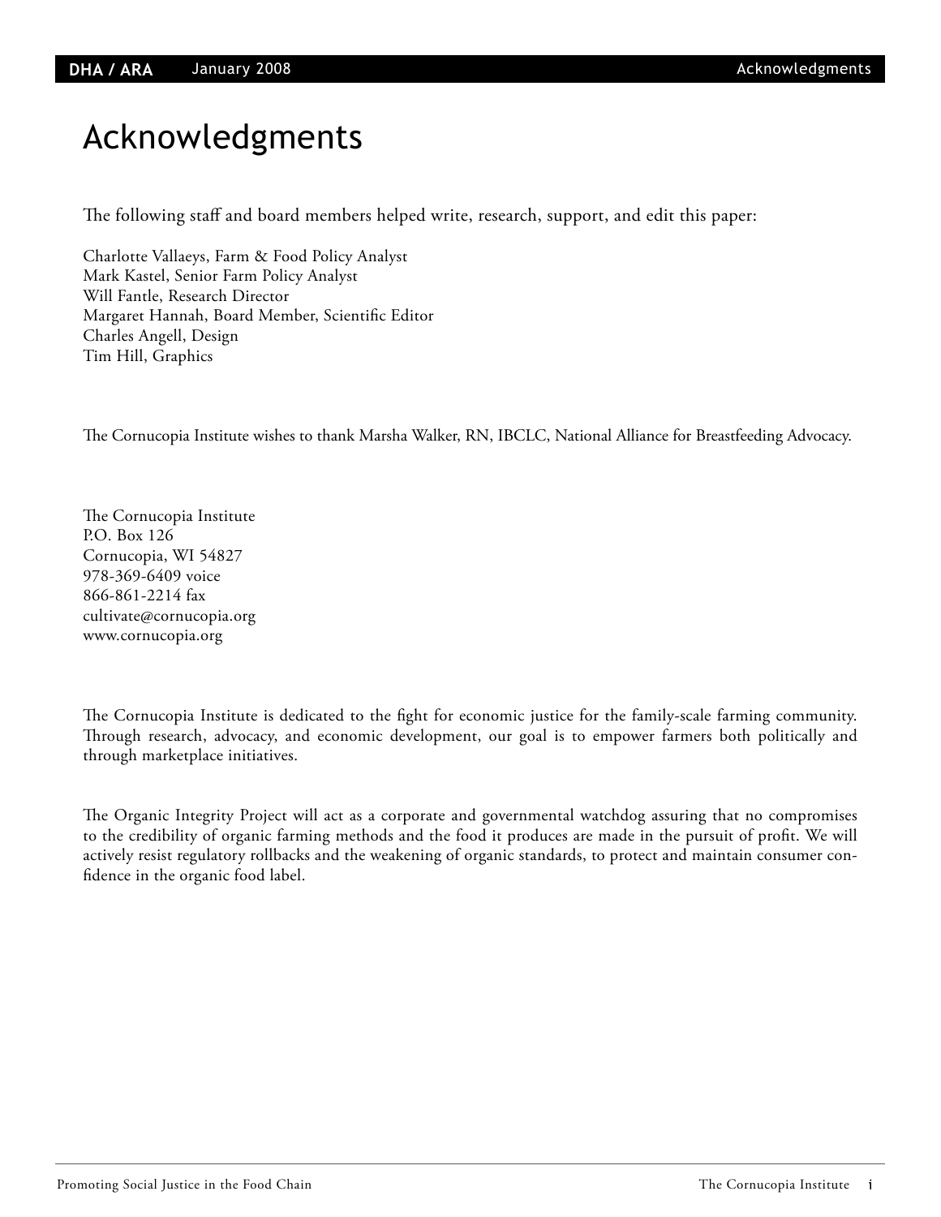# Acknowledgments

The following staff and board members helped write, research, support, and edit this paper:

Charlotte Vallaeys, Farm & Food Policy Analyst
Mark Kastel, Senior Farm Policy Analyst
Will Fantle, Research Director
Margaret Hannah, Board Member, Scientific Editor
Charles Angell, Design
Tim Hill, Graphics

The Cornucopia Institute wishes to thank Marsha Walker, RN, IBCLC, National Alliance for Breastfeeding Advocacy.

The Cornucopia Institute
P.O. Box 126
Cornucopia, WI 54827
978-369-6409 voice
866-861-2214 fax
cultivate@cornucopia.org
www.cornucopia.org

The Cornucopia Institute is dedicated to the fight for economic justice for the family-scale farming community. Through research, advocacy, and economic development, our goal is to empower farmers both politically and through marketplace initiatives.

The Organic Integrity Project will act as a corporate and governmental watchdog assuring that no compromises to the credibility of organic farming methods and the food it produces are made in the pursuit of profit. We will actively resist regulatory rollbacks and the weakening of organic standards, to protect and maintain consumer confidence in the organic food label.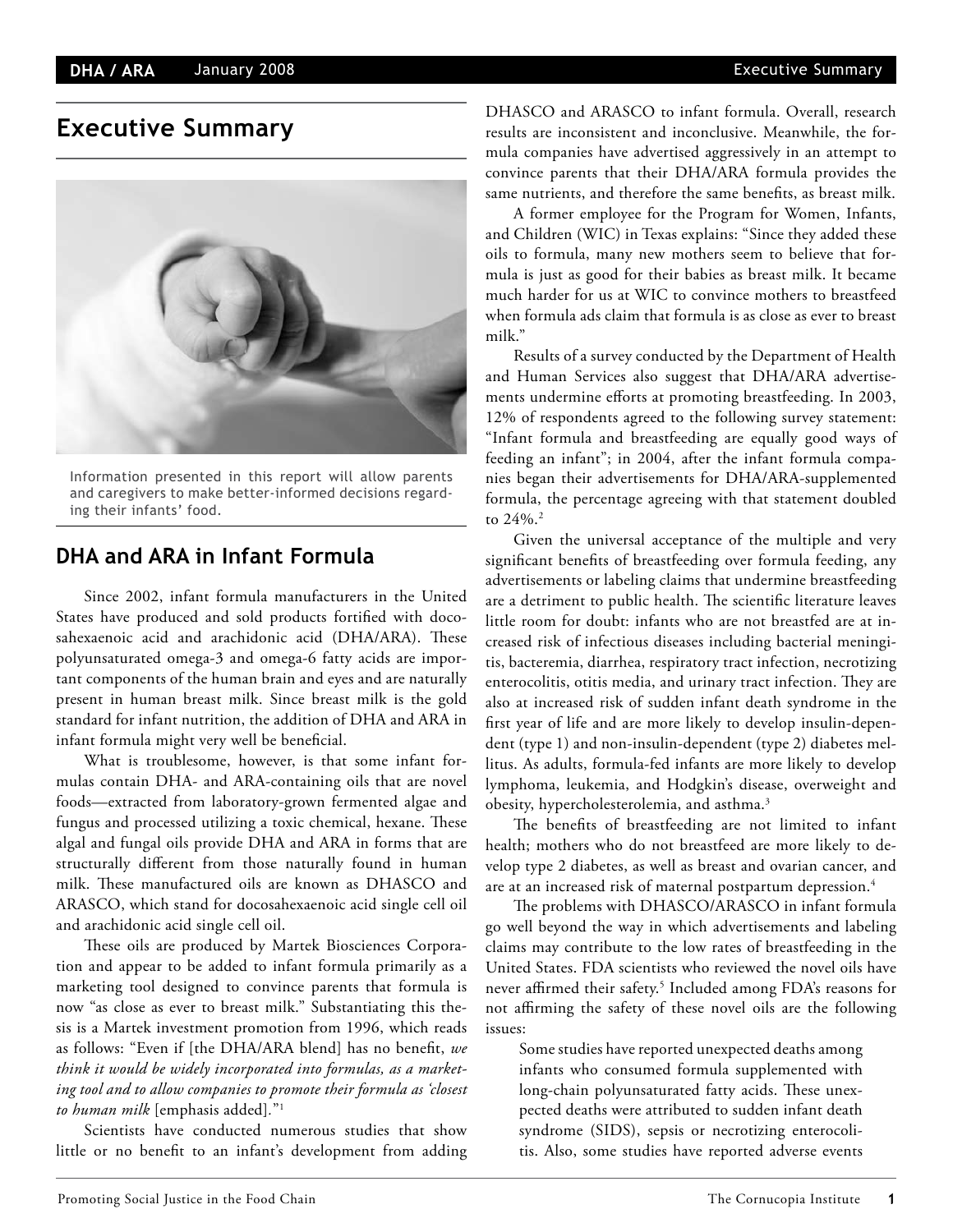# Executive Summary

Information presented in this report will allow parents and caregivers to make better-informed decisions regarding their infants' food.

## DHA and ARA in Infant Formula

Since 2002, infant formula manufacturers in the United States have produced and sold products fortified with docosahexaenoic acid and arachidonic acid (DHA/ARA). These polyunsaturated omega-3 and omega-6 fatty acids are important components of the human brain and eyes and are naturally present in human breast milk. Since breast milk is the gold standard for infant nutrition, the addition of DHA and ARA in infant formula might very well be beneficial.

What is troublesome, however, is that some infant formulas contain DHA- and ARA-containing oils that are novel foods—extracted from laboratory-grown fermented algae and fungus and processed utilizing a toxic chemical, hexane. These algal and fungal oils provide DHA and ARA in forms that are structurally different from those naturally found in human milk. These manufactured oils are known as DHASCO and ARASCO, which stand for docosahexaenoic acid single cell oil and arachidonic acid single cell oil.

These oils are produced by Martek Biosciences Corporation and appear to be added to infant formula primarily as a marketing tool designed to convince parents that formula is now "as close as ever to breast milk." Substantiating this thesis is a Martek investment promotion from 1996, which reads as follows: "Even if [the DHA/ARA blend] has no benefit, *we think it would be widely incorporated into formulas, as a marketing tool and to allow companies to promote their formula as 'closest to human milk* [emphasis added]."[1]

Scientists have conducted numerous studies that show little or no benefit to an infant's development from adding DHASCO and ARASCO to infant formula. Overall, research results are inconsistent and inconclusive. Meanwhile, the formula companies have advertised aggressively in an attempt to convince parents that their DHA/ARA formula provides the same nutrients, and therefore the same benefits, as breast milk.

A former employee for the Program for Women, Infants, and Children (WIC) in Texas explains: "Since they added these oils to formula, many new mothers seem to believe that formula is just as good for their babies as breast milk. It became much harder for us at WIC to convince mothers to breastfeed when formula ads claim that formula is as close as ever to breast milk."

Results of a survey conducted by the Department of Health and Human Services also suggest that DHA/ARA advertisements undermine efforts at promoting breastfeeding. In 2003, 12% of respondents agreed to the following survey statement: "Infant formula and breastfeeding are equally good ways of feeding an infant"; in 2004, after the infant formula companies began their advertisements for DHA/ARA-supplemented formula, the percentage agreeing with that statement doubled to 24%.[2]

Given the universal acceptance of the multiple and very significant benefits of breastfeeding over formula feeding, any advertisements or labeling claims that undermine breastfeeding are a detriment to public health. The scientific literature leaves little room for doubt: infants who are not breastfed are at increased risk of infectious diseases including bacterial meningitis, bacteremia, diarrhea, respiratory tract infection, necrotizing enterocolitis, otitis media, and urinary tract infection. They are also at increased risk of sudden infant death syndrome in the first year of life and are more likely to develop insulin-dependent (type 1) and non-insulin-dependent (type 2) diabetes mellitus. As adults, formula-fed infants are more likely to develop lymphoma, leukemia, and Hodgkin's disease, overweight and obesity, hypercholesterolemia, and asthma.[3]

The benefits of breastfeeding are not limited to infant health; mothers who do not breastfeed are more likely to develop type 2 diabetes, as well as breast and ovarian cancer, and are at an increased risk of maternal postpartum depression.[4]

The problems with DHASCO/ARASCO in infant formula go well beyond the way in which advertisements and labeling claims may contribute to the low rates of breastfeeding in the United States. FDA scientists who reviewed the novel oils have never affirmed their safety.[5] Included among FDA's reasons for not affirming the safety of these novel oils are the following issues:

> Some studies have reported unexpected deaths among infants who consumed formula supplemented with long-chain polyunsaturated fatty acids. These unexpected deaths were attributed to sudden infant death syndrome (SIDS), sepsis or necrotizing enterocolitis. Also, some studies have reported adverse events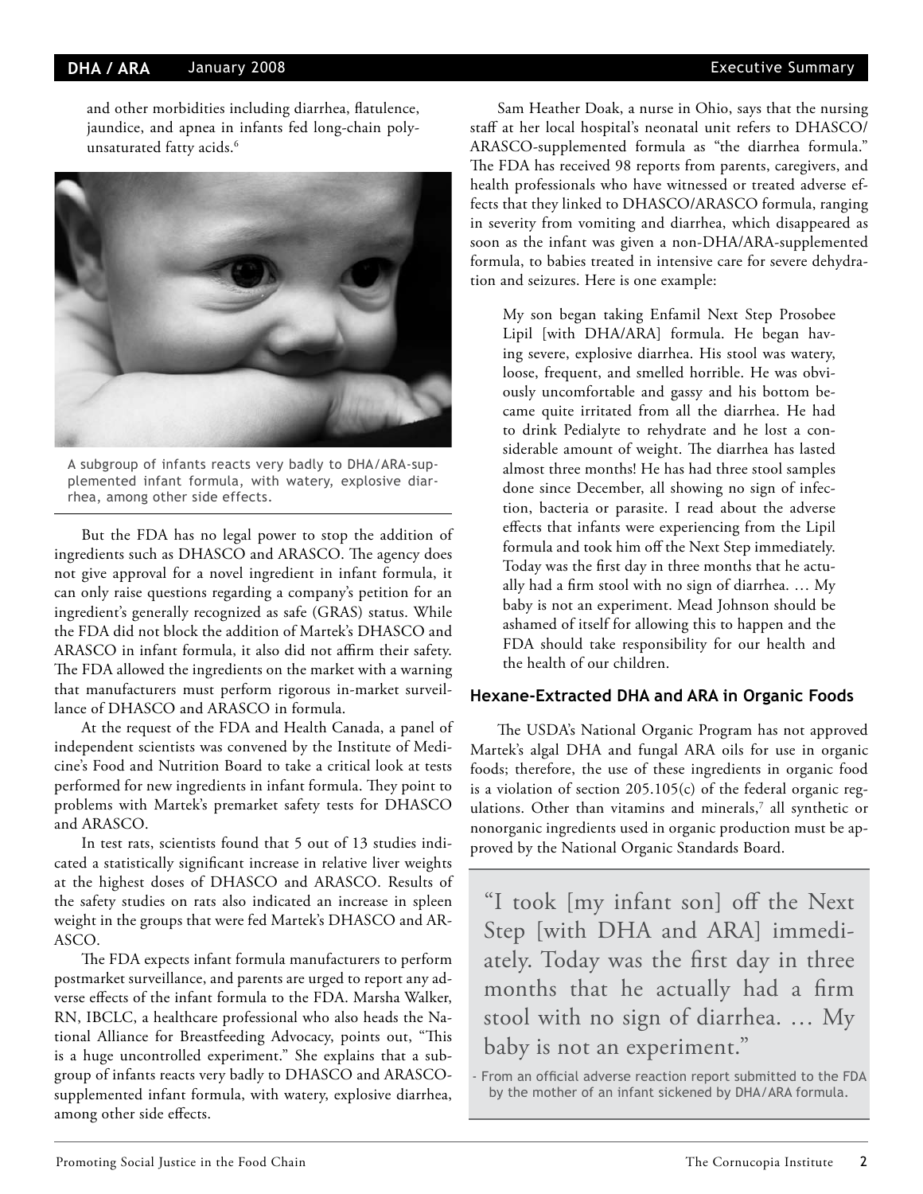and other morbidities including diarrhea, flatulence, jaundice, and apnea in infants fed long-chain polyunsaturated fatty acids.[6]

A subgroup of infants reacts very badly to DHA/ARA-supplemented infant formula, with watery, explosive diarrhea, among other side effects.

But the FDA has no legal power to stop the addition of ingredients such as DHASCO and ARASCO. The agency does not give approval for a novel ingredient in infant formula, it can only raise questions regarding a company's petition for an ingredient's generally recognized as safe (GRAS) status. While the FDA did not block the addition of Martek's DHASCO and ARASCO in infant formula, it also did not affirm their safety. The FDA allowed the ingredients on the market with a warning that manufacturers must perform rigorous in-market surveillance of DHASCO and ARASCO in formula.

At the request of the FDA and Health Canada, a panel of independent scientists was convened by the Institute of Medicine's Food and Nutrition Board to take a critical look at tests performed for new ingredients in infant formula. They point to problems with Martek's premarket safety tests for DHASCO and ARASCO.

In test rats, scientists found that 5 out of 13 studies indicated a statistically significant increase in relative liver weights at the highest doses of DHASCO and ARASCO. Results of the safety studies on rats also indicated an increase in spleen weight in the groups that were fed Martek's DHASCO and ARASCO.

The FDA expects infant formula manufacturers to perform postmarket surveillance, and parents are urged to report any adverse effects of the infant formula to the FDA. Marsha Walker, RN, IBCLC, a healthcare professional who also heads the National Alliance for Breastfeeding Advocacy, points out, "This is a huge uncontrolled experiment." She explains that a subgroup of infants reacts very badly to DHASCO and ARASCO-supplemented infant formula, with watery, explosive diarrhea, among other side effects.

Sam Heather Doak, a nurse in Ohio, says that the nursing staff at her local hospital's neonatal unit refers to DHASCO/ARASCO-supplemented formula as "the diarrhea formula." The FDA has received 98 reports from parents, caregivers, and health professionals who have witnessed or treated adverse effects that they linked to DHASCO/ARASCO formula, ranging in severity from vomiting and diarrhea, which disappeared as soon as the infant was given a non-DHA/ARA-supplemented formula, to babies treated in intensive care for severe dehydration and seizures. Here is one example:

> My son began taking Enfamil Next Step Prosobee Lipil [with DHA/ARA] formula. He began having severe, explosive diarrhea. His stool was watery, loose, frequent, and smelled horrible. He was obviously uncomfortable and gassy and his bottom became quite irritated from all the diarrhea. He had to drink Pedialyte to rehydrate and he lost a considerable amount of weight. The diarrhea has lasted almost three months! He has had three stool samples done since December, all showing no sign of infection, bacteria or parasite. I read about the adverse effects that infants were experiencing from the Lipil formula and took him off the Next Step immediately. Today was the first day in three months that he actually had a firm stool with no sign of diarrhea. … My baby is not an experiment. Mead Johnson should be ashamed of itself for allowing this to happen and the FDA should take responsibility for our health and the health of our children.

### Hexane-Extracted DHA and ARA in Organic Foods

The USDA's National Organic Program has not approved Martek's algal DHA and fungal ARA oils for use in organic foods; therefore, the use of these ingredients in organic food is a violation of section 205.105(c) of the federal organic regulations. Other than vitamins and minerals,[7] all synthetic or nonorganic ingredients used in organic production must be approved by the National Organic Standards Board.

> "I took [my infant son] off the Next Step [with DHA and ARA] immediately. Today was the first day in three months that he actually had a firm stool with no sign of diarrhea. … My baby is not an experiment."
>
> - From an official adverse reaction report submitted to the FDA by the mother of an infant sickened by DHA/ARA formula.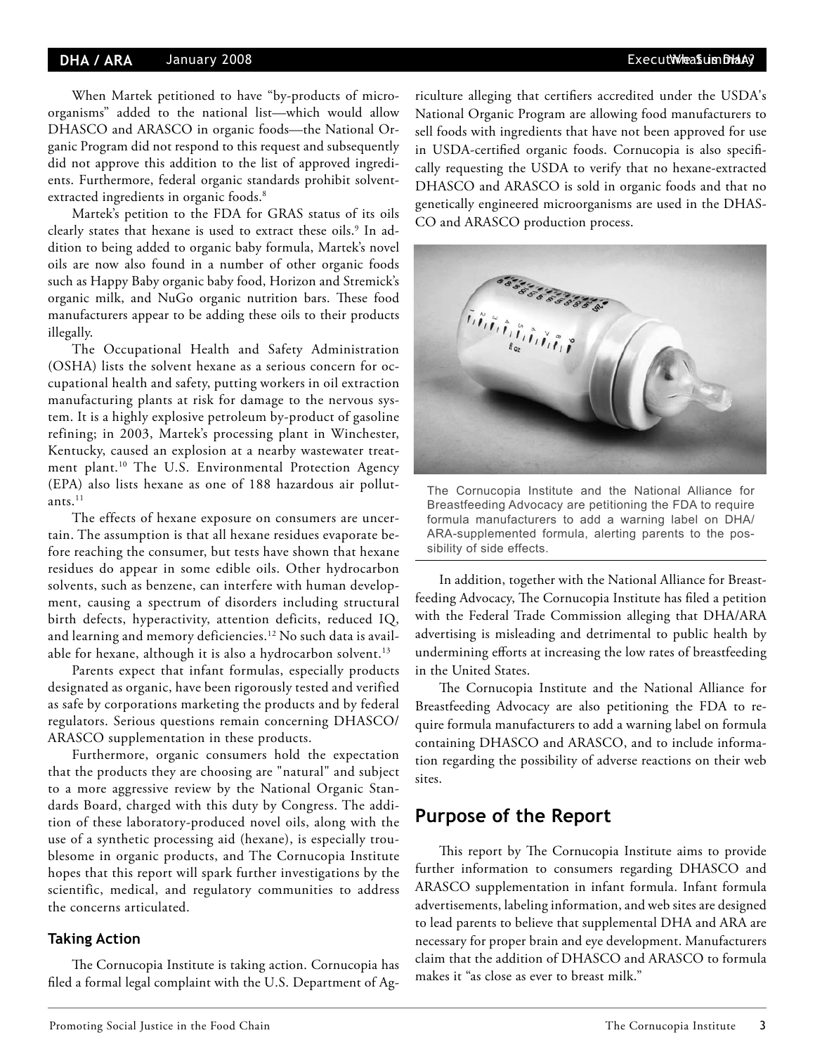When Martek petitioned to have "by-products of microorganisms" added to the national list—which would allow DHASCO and ARASCO in organic foods—the National Organic Program did not respond to this request and subsequently did not approve this addition to the list of approved ingredients. Furthermore, federal organic standards prohibit solvent-extracted ingredients in organic foods.[8]

Martek's petition to the FDA for GRAS status of its oils clearly states that hexane is used to extract these oils.[9] In addition to being added to organic baby formula, Martek's novel oils are now also found in a number of other organic foods such as Happy Baby organic baby food, Horizon and Stremick's organic milk, and NuGo organic nutrition bars. These food manufacturers appear to be adding these oils to their products illegally.

The Occupational Health and Safety Administration (OSHA) lists the solvent hexane as a serious concern for occupational health and safety, putting workers in oil extraction manufacturing plants at risk for damage to the nervous system. It is a highly explosive petroleum by-product of gasoline refining; in 2003, Martek's processing plant in Winchester, Kentucky, caused an explosion at a nearby wastewater treatment plant.[10] The U.S. Environmental Protection Agency (EPA) also lists hexane as one of 188 hazardous air pollutants.[11]

The effects of hexane exposure on consumers are uncertain. The assumption is that all hexane residues evaporate before reaching the consumer, but tests have shown that hexane residues do appear in some edible oils. Other hydrocarbon solvents, such as benzene, can interfere with human development, causing a spectrum of disorders including structural birth defects, hyperactivity, attention deficits, reduced IQ, and learning and memory deficiencies.[12] No such data is available for hexane, although it is also a hydrocarbon solvent.[13]

Parents expect that infant formulas, especially products designated as organic, have been rigorously tested and verified as safe by corporations marketing the products and by federal regulators. Serious questions remain concerning DHASCO/ARASCO supplementation in these products.

Furthermore, organic consumers hold the expectation that the products they are choosing are "natural" and subject to a more aggressive review by the National Organic Standards Board, charged with this duty by Congress. The addition of these laboratory-produced novel oils, along with the use of a synthetic processing aid (hexane), is especially troublesome in organic products, and The Cornucopia Institute hopes that this report will spark further investigations by the scientific, medical, and regulatory communities to address the concerns articulated.

### Taking Action

The Cornucopia Institute is taking action. Cornucopia has filed a formal legal complaint with the U.S. Department of Agriculture alleging that certifiers accredited under the USDA's National Organic Program are allowing food manufacturers to sell foods with ingredients that have not been approved for use in USDA-certified organic foods. Cornucopia is also specifically requesting the USDA to verify that no hexane-extracted DHASCO and ARASCO is sold in organic foods and that no genetically engineered microorganisms are used in the DHASCO and ARASCO production process.

The Cornucopia Institute and the National Alliance for Breastfeeding Advocacy are petitioning the FDA to require formula manufacturers to add a warning label on DHA/ARA-supplemented formula, alerting parents to the possibility of side effects.

In addition, together with the National Alliance for Breastfeeding Advocacy, The Cornucopia Institute has filed a petition with the Federal Trade Commission alleging that DHA/ARA advertising is misleading and detrimental to public health by undermining efforts at increasing the low rates of breastfeeding in the United States.

The Cornucopia Institute and the National Alliance for Breastfeeding Advocacy are also petitioning the FDA to require formula manufacturers to add a warning label on formula containing DHASCO and ARASCO, and to include information regarding the possibility of adverse reactions on their web sites.

## Purpose of the Report

This report by The Cornucopia Institute aims to provide further information to consumers regarding DHASCO and ARASCO supplementation in infant formula. Infant formula advertisements, labeling information, and web sites are designed to lead parents to believe that supplemental DHA and ARA are necessary for proper brain and eye development. Manufacturers claim that the addition of DHASCO and ARASCO to formula makes it "as close as ever to breast milk."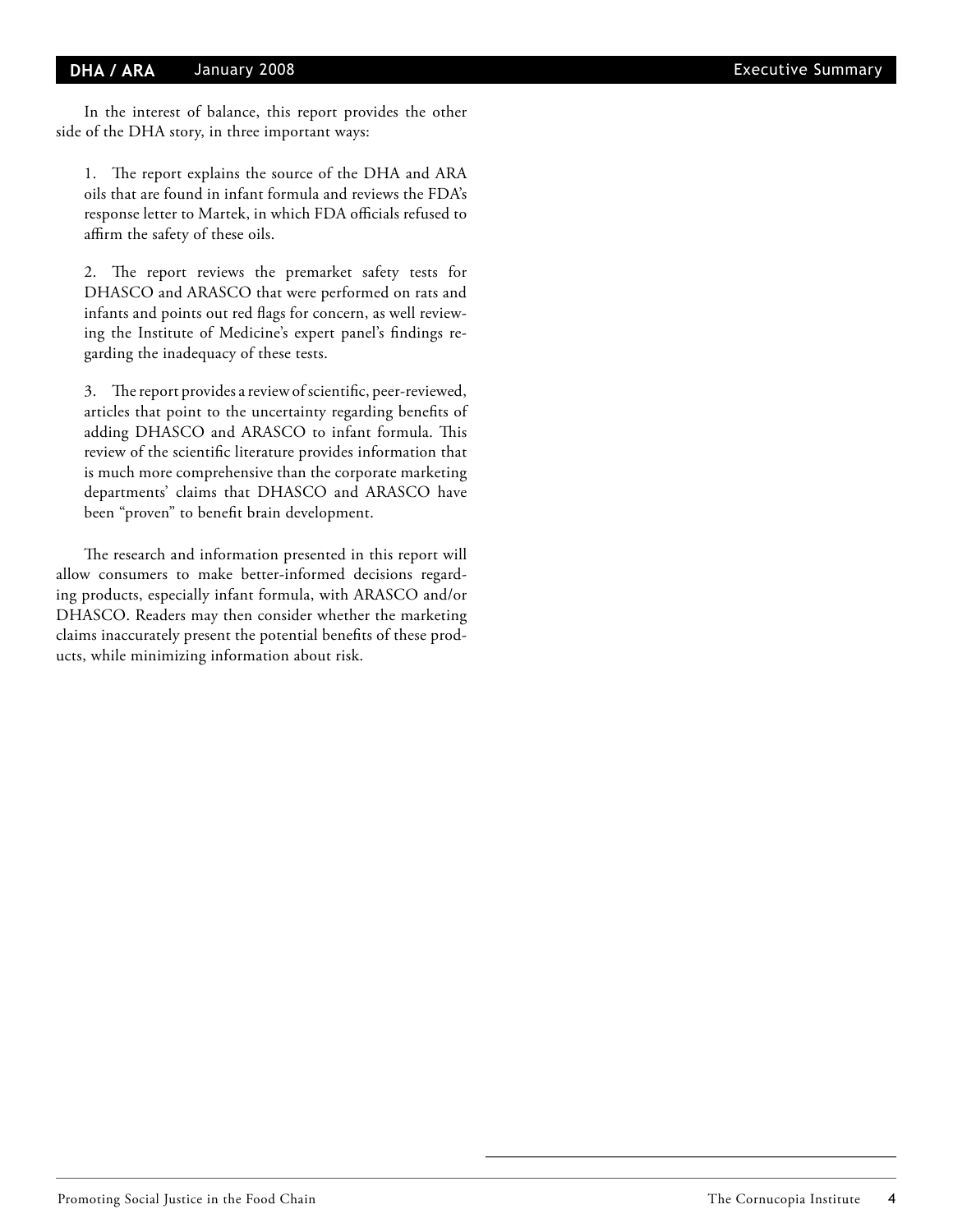In the interest of balance, this report provides the other side of the DHA story, in three important ways:

1. The report explains the source of the DHA and ARA oils that are found in infant formula and reviews the FDA's response letter to Martek, in which FDA officials refused to affirm the safety of these oils.

2. The report reviews the premarket safety tests for DHASCO and ARASCO that were performed on rats and infants and points out red flags for concern, as well reviewing the Institute of Medicine's expert panel's findings regarding the inadequacy of these tests.

3. The report provides a review of scientific, peer-reviewed, articles that point to the uncertainty regarding benefits of adding DHASCO and ARASCO to infant formula. This review of the scientific literature provides information that is much more comprehensive than the corporate marketing departments' claims that DHASCO and ARASCO have been "proven" to benefit brain development.

The research and information presented in this report will allow consumers to make better-informed decisions regarding products, especially infant formula, with ARASCO and/or DHASCO. Readers may then consider whether the marketing claims inaccurately present the potential benefits of these products, while minimizing information about risk.